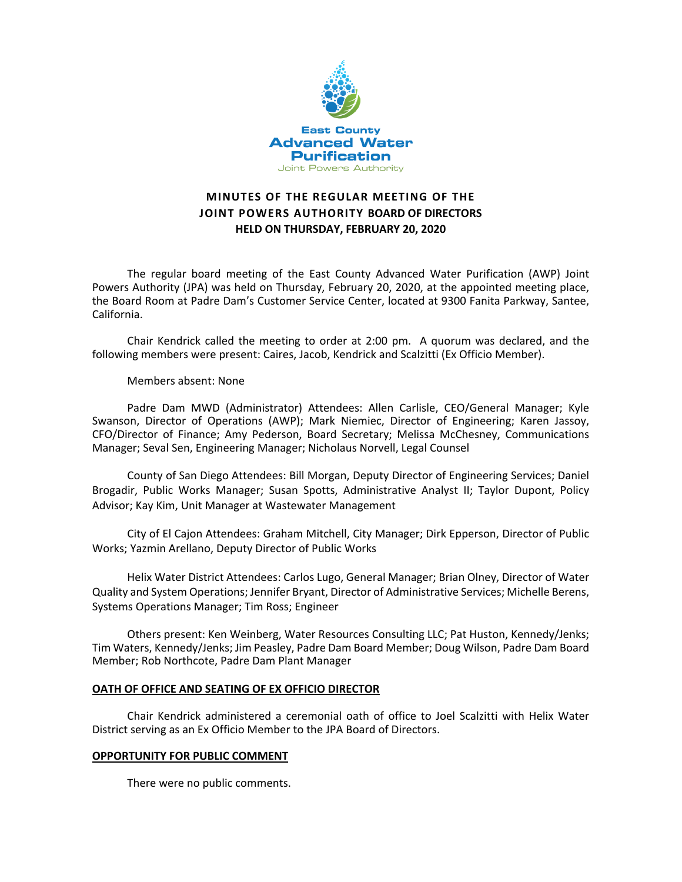East County
Advanced Water
Purification
Joint Powers Authority

# MINUTES OF THE REGULAR MEETING OF THE JOINT POWERS AUTHORITY BOARD OF DIRECTORS HELD ON THURSDAY, FEBRUARY 20, 2020

The regular board meeting of the East County Advanced Water Purification (AWP) Joint Powers Authority (JPA) was held on Thursday, February 20, 2020, at the appointed meeting place, the Board Room at Padre Dam's Customer Service Center, located at 9300 Fanita Parkway, Santee, California.

Chair Kendrick called the meeting to order at 2:00 pm. A quorum was declared, and the following members were present: Caires, Jacob, Kendrick and Scalzitti (Ex Officio Member).

Members absent: None

Padre Dam MWD (Administrator) Attendees: Allen Carlisle, CEO/General Manager; Kyle Swanson, Director of Operations (AWP); Mark Niemiec, Director of Engineering; Karen Jassoy, CFO/Director of Finance; Amy Pederson, Board Secretary; Melissa McChesney, Communications Manager; Seval Sen, Engineering Manager; Nicholaus Norvell, Legal Counsel

County of San Diego Attendees: Bill Morgan, Deputy Director of Engineering Services; Daniel Brogadir, Public Works Manager; Susan Spotts, Administrative Analyst II; Taylor Dupont, Policy Advisor; Kay Kim, Unit Manager at Wastewater Management

City of El Cajon Attendees: Graham Mitchell, City Manager; Dirk Epperson, Director of Public Works; Yazmin Arellano, Deputy Director of Public Works

Helix Water District Attendees: Carlos Lugo, General Manager; Brian Olney, Director of Water Quality and System Operations; Jennifer Bryant, Director of Administrative Services; Michelle Berens, Systems Operations Manager; Tim Ross; Engineer

Others present: Ken Weinberg, Water Resources Consulting LLC; Pat Huston, Kennedy/Jenks; Tim Waters, Kennedy/Jenks; Jim Peasley, Padre Dam Board Member; Doug Wilson, Padre Dam Board Member; Rob Northcote, Padre Dam Plant Manager

## OATH OF OFFICE AND SEATING OF EX OFFICIO DIRECTOR

Chair Kendrick administered a ceremonial oath of office to Joel Scalzitti with Helix Water District serving as an Ex Officio Member to the JPA Board of Directors.

## OPPORTUNITY FOR PUBLIC COMMENT

There were no public comments.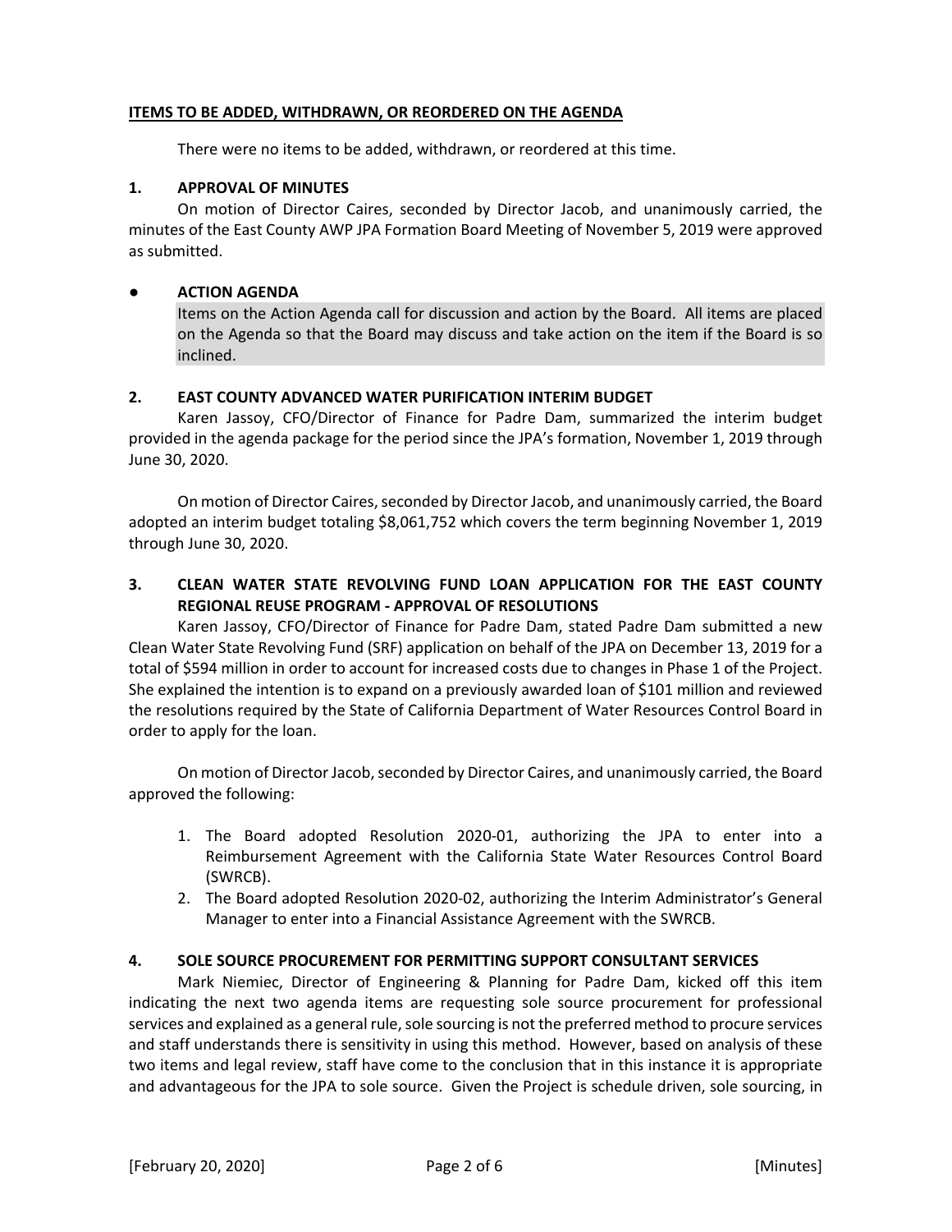**ITEMS TO BE ADDED, WITHDRAWN, OR REORDERED ON THE AGENDA**

There were no items to be added, withdrawn, or reordered at this time.

**1. APPROVAL OF MINUTES**

On motion of Director Caires, seconded by Director Jacob, and unanimously carried, the minutes of the East County AWP JPA Formation Board Meeting of November 5, 2019 were approved as submitted.

**● ACTION AGENDA**

Items on the Action Agenda call for discussion and action by the Board. All items are placed on the Agenda so that the Board may discuss and take action on the item if the Board is so inclined.

**2. EAST COUNTY ADVANCED WATER PURIFICATION INTERIM BUDGET**

Karen Jassoy, CFO/Director of Finance for Padre Dam, summarized the interim budget provided in the agenda package for the period since the JPA's formation, November 1, 2019 through June 30, 2020.

On motion of Director Caires, seconded by Director Jacob, and unanimously carried, the Board adopted an interim budget totaling $8,061,752 which covers the term beginning November 1, 2019 through June 30, 2020.

**3. CLEAN WATER STATE REVOLVING FUND LOAN APPLICATION FOR THE EAST COUNTY REGIONAL REUSE PROGRAM - APPROVAL OF RESOLUTIONS**

Karen Jassoy, CFO/Director of Finance for Padre Dam, stated Padre Dam submitted a new Clean Water State Revolving Fund (SRF) application on behalf of the JPA on December 13, 2019 for a total of $594 million in order to account for increased costs due to changes in Phase 1 of the Project. She explained the intention is to expand on a previously awarded loan of $101 million and reviewed the resolutions required by the State of California Department of Water Resources Control Board in order to apply for the loan.

On motion of Director Jacob, seconded by Director Caires, and unanimously carried, the Board approved the following:

1. The Board adopted Resolution 2020-01, authorizing the JPA to enter into a Reimbursement Agreement with the California State Water Resources Control Board (SWRCB).
2. The Board adopted Resolution 2020-02, authorizing the Interim Administrator's General Manager to enter into a Financial Assistance Agreement with the SWRCB.

**4. SOLE SOURCE PROCUREMENT FOR PERMITTING SUPPORT CONSULTANT SERVICES**

Mark Niemiec, Director of Engineering & Planning for Padre Dam, kicked off this item indicating the next two agenda items are requesting sole source procurement for professional services and explained as a general rule, sole sourcing is not the preferred method to procure services and staff understands there is sensitivity in using this method. However, based on analysis of these two items and legal review, staff have come to the conclusion that in this instance it is appropriate and advantageous for the JPA to sole source. Given the Project is schedule driven, sole sourcing, in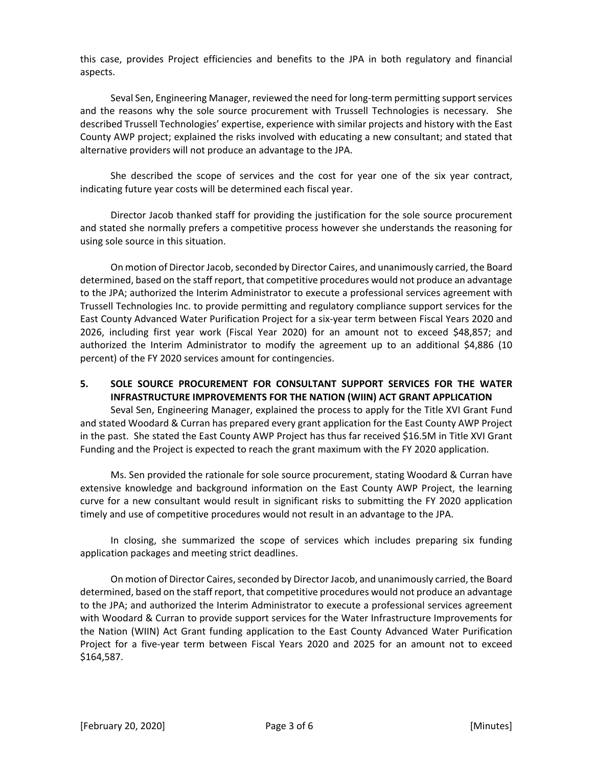this case, provides Project efficiencies and benefits to the JPA in both regulatory and financial aspects.

Seval Sen, Engineering Manager, reviewed the need for long-term permitting support services and the reasons why the sole source procurement with Trussell Technologies is necessary. She described Trussell Technologies' expertise, experience with similar projects and history with the East County AWP project; explained the risks involved with educating a new consultant; and stated that alternative providers will not produce an advantage to the JPA.

She described the scope of services and the cost for year one of the six year contract, indicating future year costs will be determined each fiscal year.

Director Jacob thanked staff for providing the justification for the sole source procurement and stated she normally prefers a competitive process however she understands the reasoning for using sole source in this situation.

On motion of Director Jacob, seconded by Director Caires, and unanimously carried, the Board determined, based on the staff report, that competitive procedures would not produce an advantage to the JPA; authorized the Interim Administrator to execute a professional services agreement with Trussell Technologies Inc. to provide permitting and regulatory compliance support services for the East County Advanced Water Purification Project for a six-year term between Fiscal Years 2020 and 2026, including first year work (Fiscal Year 2020) for an amount not to exceed $48,857; and authorized the Interim Administrator to modify the agreement up to an additional $4,886 (10 percent) of the FY 2020 services amount for contingencies.

**5. SOLE SOURCE PROCUREMENT FOR CONSULTANT SUPPORT SERVICES FOR THE WATER INFRASTRUCTURE IMPROVEMENTS FOR THE NATION (WIIN) ACT GRANT APPLICATION**

Seval Sen, Engineering Manager, explained the process to apply for the Title XVI Grant Fund and stated Woodard & Curran has prepared every grant application for the East County AWP Project in the past. She stated the East County AWP Project has thus far received $16.5M in Title XVI Grant Funding and the Project is expected to reach the grant maximum with the FY 2020 application.

Ms. Sen provided the rationale for sole source procurement, stating Woodard & Curran have extensive knowledge and background information on the East County AWP Project, the learning curve for a new consultant would result in significant risks to submitting the FY 2020 application timely and use of competitive procedures would not result in an advantage to the JPA.

In closing, she summarized the scope of services which includes preparing six funding application packages and meeting strict deadlines.

On motion of Director Caires, seconded by Director Jacob, and unanimously carried, the Board determined, based on the staff report, that competitive procedures would not produce an advantage to the JPA; and authorized the Interim Administrator to execute a professional services agreement with Woodard & Curran to provide support services for the Water Infrastructure Improvements for the Nation (WIIN) Act Grant funding application to the East County Advanced Water Purification Project for a five-year term between Fiscal Years 2020 and 2025 for an amount not to exceed $164,587.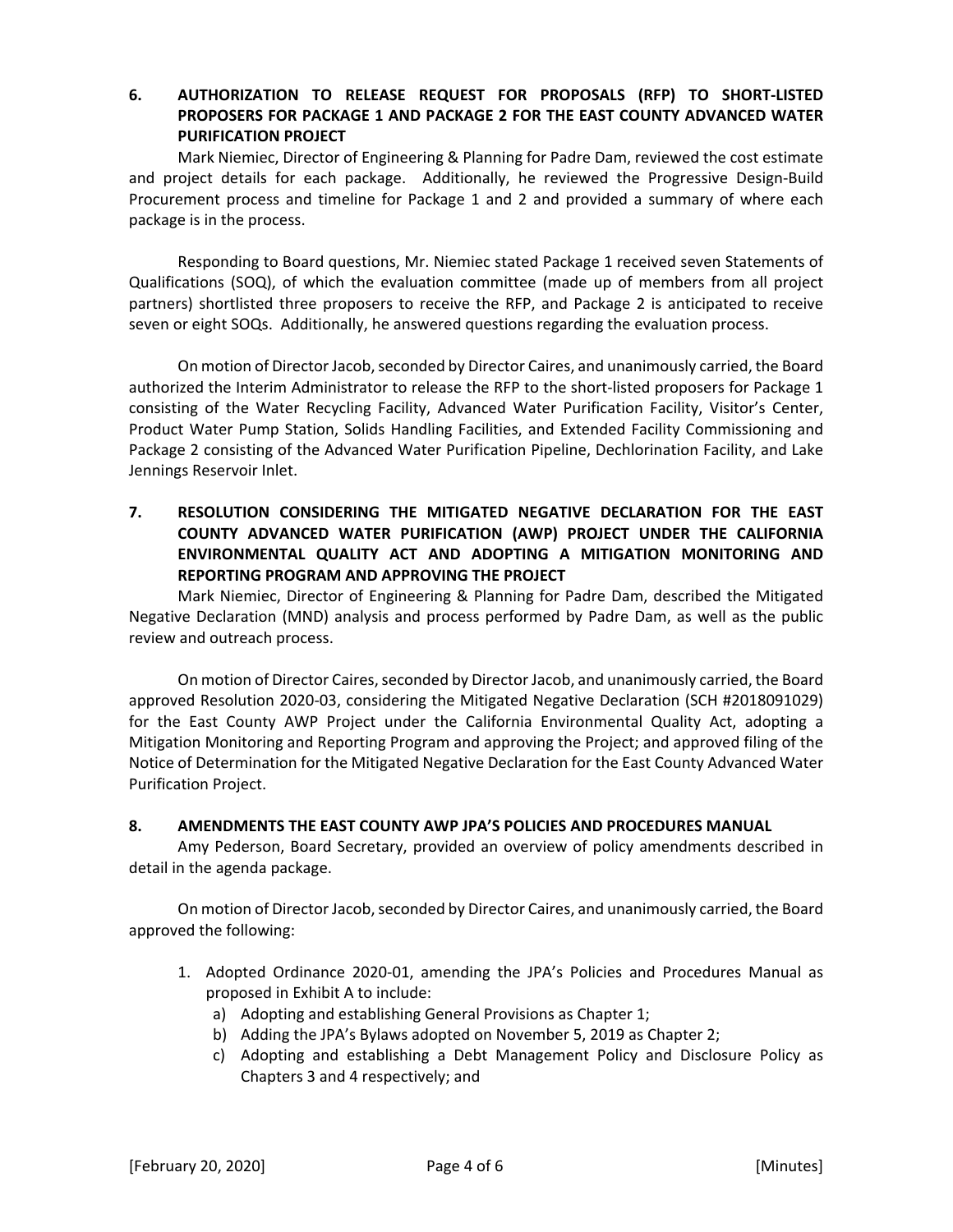**6. AUTHORIZATION TO RELEASE REQUEST FOR PROPOSALS (RFP) TO SHORT-LISTED PROPOSERS FOR PACKAGE 1 AND PACKAGE 2 FOR THE EAST COUNTY ADVANCED WATER PURIFICATION PROJECT**

Mark Niemiec, Director of Engineering & Planning for Padre Dam, reviewed the cost estimate and project details for each package. Additionally, he reviewed the Progressive Design-Build Procurement process and timeline for Package 1 and 2 and provided a summary of where each package is in the process.

Responding to Board questions, Mr. Niemiec stated Package 1 received seven Statements of Qualifications (SOQ), of which the evaluation committee (made up of members from all project partners) shortlisted three proposers to receive the RFP, and Package 2 is anticipated to receive seven or eight SOQs. Additionally, he answered questions regarding the evaluation process.

On motion of Director Jacob, seconded by Director Caires, and unanimously carried, the Board authorized the Interim Administrator to release the RFP to the short-listed proposers for Package 1 consisting of the Water Recycling Facility, Advanced Water Purification Facility, Visitor's Center, Product Water Pump Station, Solids Handling Facilities, and Extended Facility Commissioning and Package 2 consisting of the Advanced Water Purification Pipeline, Dechlorination Facility, and Lake Jennings Reservoir Inlet.

**7. RESOLUTION CONSIDERING THE MITIGATED NEGATIVE DECLARATION FOR THE EAST COUNTY ADVANCED WATER PURIFICATION (AWP) PROJECT UNDER THE CALIFORNIA ENVIRONMENTAL QUALITY ACT AND ADOPTING A MITIGATION MONITORING AND REPORTING PROGRAM AND APPROVING THE PROJECT**

Mark Niemiec, Director of Engineering & Planning for Padre Dam, described the Mitigated Negative Declaration (MND) analysis and process performed by Padre Dam, as well as the public review and outreach process.

On motion of Director Caires, seconded by Director Jacob, and unanimously carried, the Board approved Resolution 2020-03, considering the Mitigated Negative Declaration (SCH #2018091029) for the East County AWP Project under the California Environmental Quality Act, adopting a Mitigation Monitoring and Reporting Program and approving the Project; and approved filing of the Notice of Determination for the Mitigated Negative Declaration for the East County Advanced Water Purification Project.

**8. AMENDMENTS THE EAST COUNTY AWP JPA'S POLICIES AND PROCEDURES MANUAL**

Amy Pederson, Board Secretary, provided an overview of policy amendments described in detail in the agenda package.

On motion of Director Jacob, seconded by Director Caires, and unanimously carried, the Board approved the following:

1. Adopted Ordinance 2020-01, amending the JPA's Policies and Procedures Manual as proposed in Exhibit A to include:
   a) Adopting and establishing General Provisions as Chapter 1;
   b) Adding the JPA's Bylaws adopted on November 5, 2019 as Chapter 2;
   c) Adopting and establishing a Debt Management Policy and Disclosure Policy as Chapters 3 and 4 respectively; and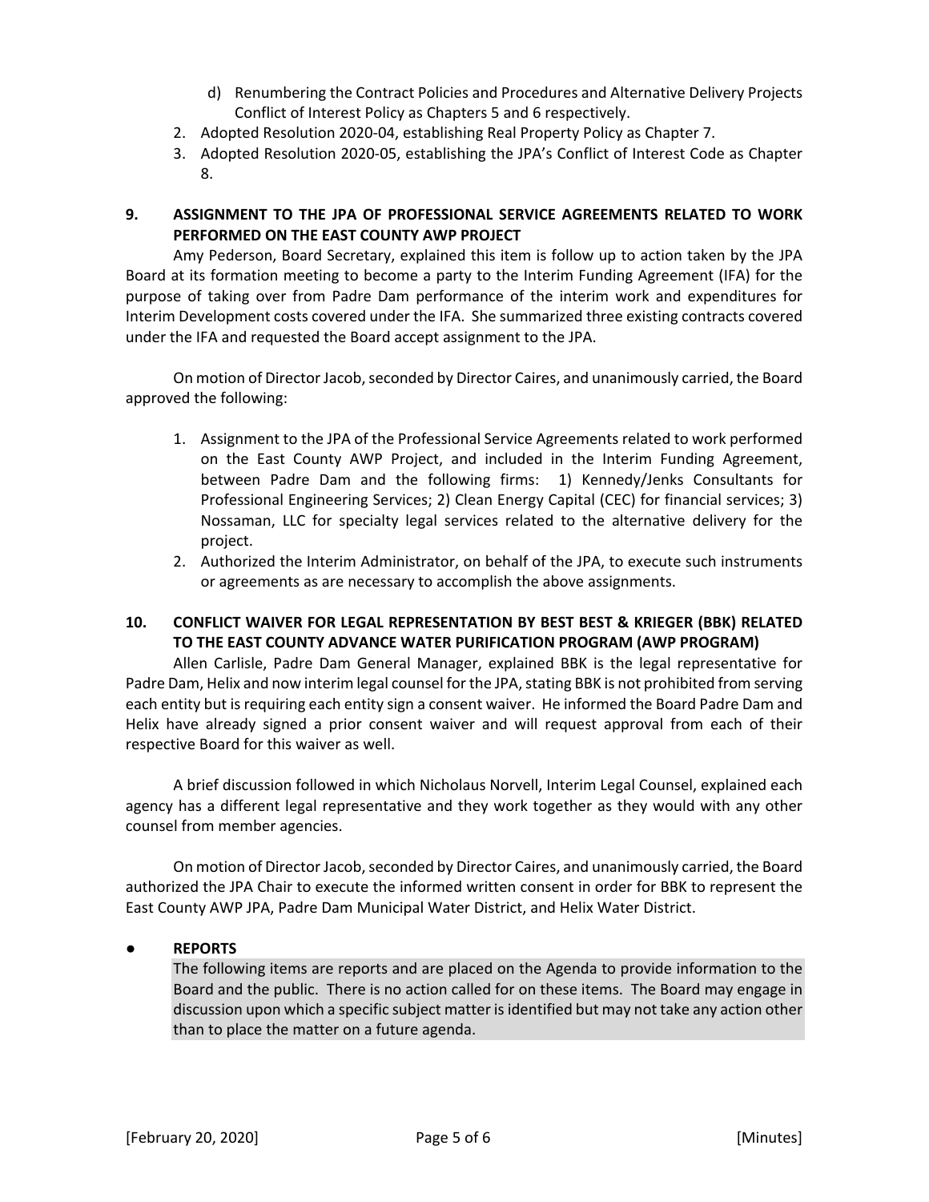d) Renumbering the Contract Policies and Procedures and Alternative Delivery Projects Conflict of Interest Policy as Chapters 5 and 6 respectively.

2. Adopted Resolution 2020-04, establishing Real Property Policy as Chapter 7.
3. Adopted Resolution 2020-05, establishing the JPA's Conflict of Interest Code as Chapter 8.

## 9. ASSIGNMENT TO THE JPA OF PROFESSIONAL SERVICE AGREEMENTS RELATED TO WORK PERFORMED ON THE EAST COUNTY AWP PROJECT

Amy Pederson, Board Secretary, explained this item is follow up to action taken by the JPA Board at its formation meeting to become a party to the Interim Funding Agreement (IFA) for the purpose of taking over from Padre Dam performance of the interim work and expenditures for Interim Development costs covered under the IFA. She summarized three existing contracts covered under the IFA and requested the Board accept assignment to the JPA.

On motion of Director Jacob, seconded by Director Caires, and unanimously carried, the Board approved the following:

1. Assignment to the JPA of the Professional Service Agreements related to work performed on the East County AWP Project, and included in the Interim Funding Agreement, between Padre Dam and the following firms: 1) Kennedy/Jenks Consultants for Professional Engineering Services; 2) Clean Energy Capital (CEC) for financial services; 3) Nossaman, LLC for specialty legal services related to the alternative delivery for the project.
2. Authorized the Interim Administrator, on behalf of the JPA, to execute such instruments or agreements as are necessary to accomplish the above assignments.

## 10. CONFLICT WAIVER FOR LEGAL REPRESENTATION BY BEST BEST & KRIEGER (BBK) RELATED TO THE EAST COUNTY ADVANCE WATER PURIFICATION PROGRAM (AWP PROGRAM)

Allen Carlisle, Padre Dam General Manager, explained BBK is the legal representative for Padre Dam, Helix and now interim legal counsel for the JPA, stating BBK is not prohibited from serving each entity but is requiring each entity sign a consent waiver. He informed the Board Padre Dam and Helix have already signed a prior consent waiver and will request approval from each of their respective Board for this waiver as well.

A brief discussion followed in which Nicholaus Norvell, Interim Legal Counsel, explained each agency has a different legal representative and they work together as they would with any other counsel from member agencies.

On motion of Director Jacob, seconded by Director Caires, and unanimously carried, the Board authorized the JPA Chair to execute the informed written consent in order for BBK to represent the East County AWP JPA, Padre Dam Municipal Water District, and Helix Water District.

## ● REPORTS

The following items are reports and are placed on the Agenda to provide information to the Board and the public. There is no action called for on these items. The Board may engage in discussion upon which a specific subject matter is identified but may not take any action other than to place the matter on a future agenda.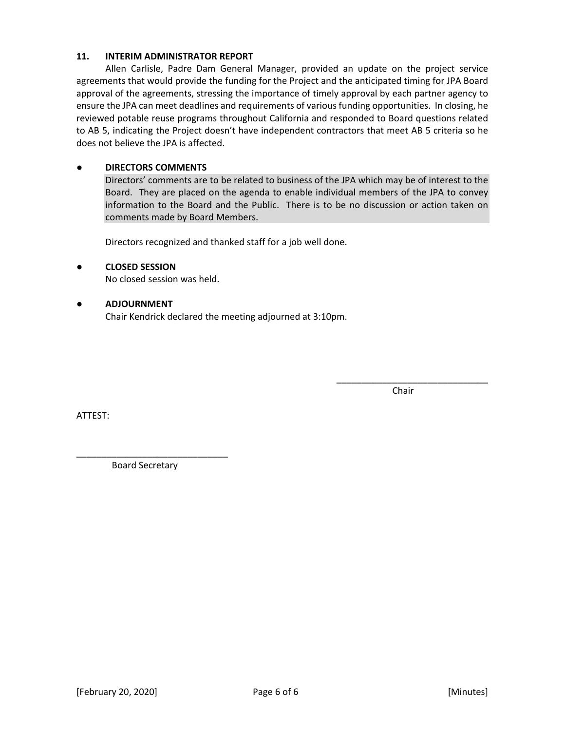## 11. INTERIM ADMINISTRATOR REPORT

Allen Carlisle, Padre Dam General Manager, provided an update on the project service agreements that would provide the funding for the Project and the anticipated timing for JPA Board approval of the agreements, stressing the importance of timely approval by each partner agency to ensure the JPA can meet deadlines and requirements of various funding opportunities. In closing, he reviewed potable reuse programs throughout California and responded to Board questions related to AB 5, indicating the Project doesn't have independent contractors that meet AB 5 criteria so he does not believe the JPA is affected.

- **DIRECTORS COMMENTS**

  Directors' comments are to be related to business of the JPA which may be of interest to the Board. They are placed on the agenda to enable individual members of the JPA to convey information to the Board and the Public. There is to be no discussion or action taken on comments made by Board Members.

  Directors recognized and thanked staff for a job well done.

- **CLOSED SESSION**

  No closed session was held.

- **ADJOURNMENT**

  Chair Kendrick declared the meeting adjourned at 3:10pm.

______________________________
Chair

ATTEST:

______________________________
Board Secretary